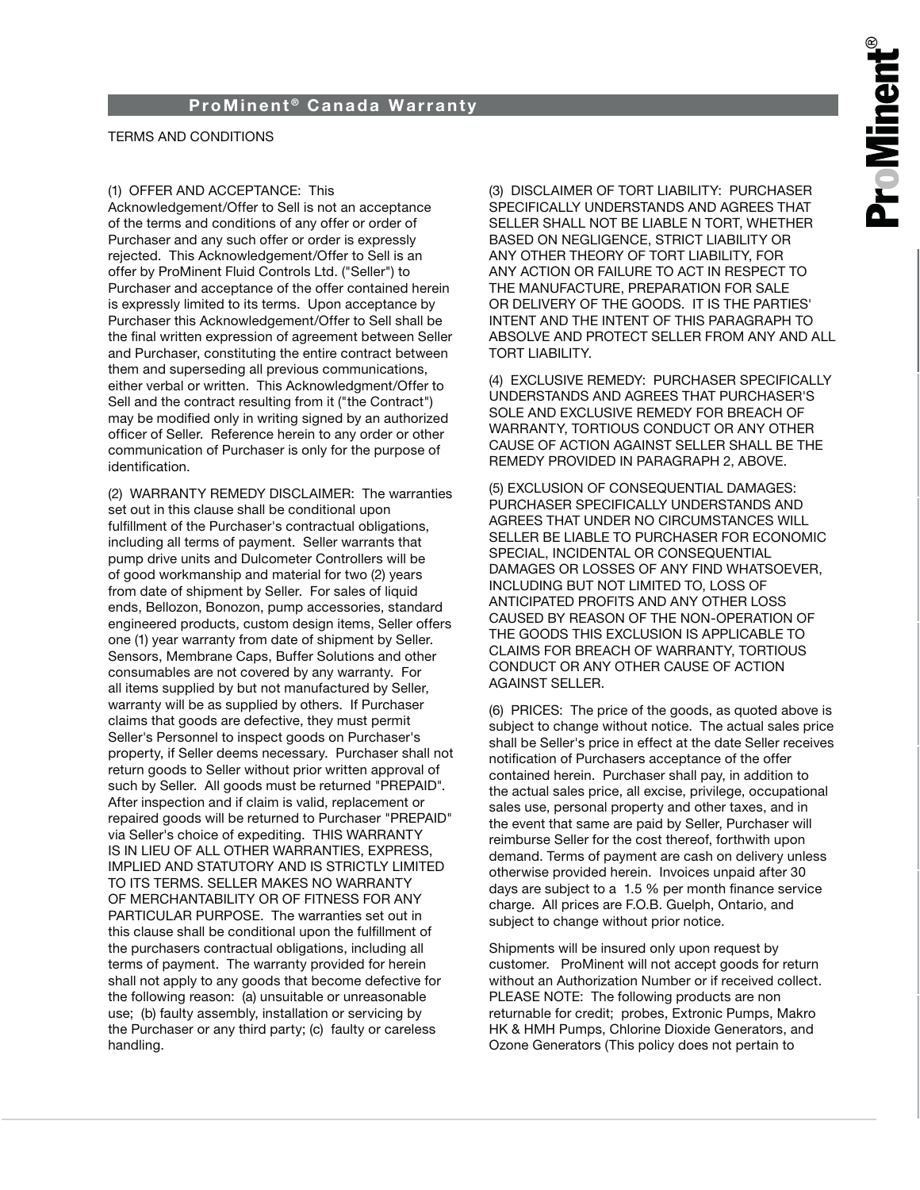# ProMinent® Canada Warranty

TERMS AND CONDITIONS

(1) OFFER AND ACCEPTANCE: This Acknowledgement/Offer to Sell is not an acceptance of the terms and conditions of any offer or order of Purchaser and any such offer or order is expressly rejected. This Acknowledgement/Offer to Sell is an offer by ProMinent Fluid Controls Ltd. ("Seller") to Purchaser and acceptance of the offer contained herein is expressly limited to its terms. Upon acceptance by Purchaser this Acknowledgement/Offer to Sell shall be the final written expression of agreement between Seller and Purchaser, constituting the entire contract between them and superseding all previous communications, either verbal or written. This Acknowledgment/Offer to Sell and the contract resulting from it ("the Contract") may be modified only in writing signed by an authorized officer of Seller. Reference herein to any order or other communication of Purchaser is only for the purpose of identification.

(2) WARRANTY REMEDY DISCLAIMER: The warranties set out in this clause shall be conditional upon fulfillment of the Purchaser's contractual obligations, including all terms of payment. Seller warrants that pump drive units and Dulcometer Controllers will be of good workmanship and material for two (2) years from date of shipment by Seller. For sales of liquid ends, Bellozon, Bonozon, pump accessories, standard engineered products, custom design items, Seller offers one (1) year warranty from date of shipment by Seller. Sensors, Membrane Caps, Buffer Solutions and other consumables are not covered by any warranty. For all items supplied by but not manufactured by Seller, warranty will be as supplied by others. If Purchaser claims that goods are defective, they must permit Seller's Personnel to inspect goods on Purchaser's property, if Seller deems necessary. Purchaser shall not return goods to Seller without prior written approval of such by Seller. All goods must be returned "PREPAID". After inspection and if claim is valid, replacement or repaired goods will be returned to Purchaser "PREPAID" via Seller's choice of expediting. THIS WARRANTY IS IN LIEU OF ALL OTHER WARRANTIES, EXPRESS, IMPLIED AND STATUTORY AND IS STRICTLY LIMITED TO ITS TERMS. SELLER MAKES NO WARRANTY OF MERCHANTABILITY OR OF FITNESS FOR ANY PARTICULAR PURPOSE. The warranties set out in this clause shall be conditional upon the fulfillment of the purchasers contractual obligations, including all terms of payment. The warranty provided for herein shall not apply to any goods that become defective for the following reason: (a) unsuitable or unreasonable use; (b) faulty assembly, installation or servicing by the Purchaser or any third party; (c) faulty or careless handling.

(3) DISCLAIMER OF TORT LIABILITY: PURCHASER SPECIFICALLY UNDERSTANDS AND AGREES THAT SELLER SHALL NOT BE LIABLE N TORT, WHETHER BASED ON NEGLIGENCE, STRICT LIABILITY OR ANY OTHER THEORY OF TORT LIABILITY, FOR ANY ACTION OR FAILURE TO ACT IN RESPECT TO THE MANUFACTURE, PREPARATION FOR SALE OR DELIVERY OF THE GOODS. IT IS THE PARTIES' INTENT AND THE INTENT OF THIS PARAGRAPH TO ABSOLVE AND PROTECT SELLER FROM ANY AND ALL TORT LIABILITY.

(4) EXCLUSIVE REMEDY: PURCHASER SPECIFICALLY UNDERSTANDS AND AGREES THAT PURCHASER'S SOLE AND EXCLUSIVE REMEDY FOR BREACH OF WARRANTY, TORTIOUS CONDUCT OR ANY OTHER CAUSE OF ACTION AGAINST SELLER SHALL BE THE REMEDY PROVIDED IN PARAGRAPH 2, ABOVE.

(5) EXCLUSION OF CONSEQUENTIAL DAMAGES: PURCHASER SPECIFICALLY UNDERSTANDS AND AGREES THAT UNDER NO CIRCUMSTANCES WILL SELLER BE LIABLE TO PURCHASER FOR ECONOMIC SPECIAL, INCIDENTAL OR CONSEQUENTIAL DAMAGES OR LOSSES OF ANY FIND WHATSOEVER, INCLUDING BUT NOT LIMITED TO, LOSS OF ANTICIPATED PROFITS AND ANY OTHER LOSS CAUSED BY REASON OF THE NON-OPERATION OF THE GOODS THIS EXCLUSION IS APPLICABLE TO CLAIMS FOR BREACH OF WARRANTY, TORTIOUS CONDUCT OR ANY OTHER CAUSE OF ACTION AGAINST SELLER.

(6) PRICES: The price of the goods, as quoted above is subject to change without notice. The actual sales price shall be Seller's price in effect at the date Seller receives notification of Purchasers acceptance of the offer contained herein. Purchaser shall pay, in addition to the actual sales price, all excise, privilege, occupational sales use, personal property and other taxes, and in the event that same are paid by Seller, Purchaser will reimburse Seller for the cost thereof, forthwith upon demand. Terms of payment are cash on delivery unless otherwise provided herein. Invoices unpaid after 30 days are subject to a 1.5 % per month finance service charge. All prices are F.O.B. Guelph, Ontario, and subject to change without prior notice.

Shipments will be insured only upon request by customer. ProMinent will not accept goods for return without an Authorization Number or if received collect. PLEASE NOTE: The following products are non returnable for credit; probes, Extronic Pumps, Makro HK & HMH Pumps, Chlorine Dioxide Generators, and Ozone Generators (This policy does not pertain to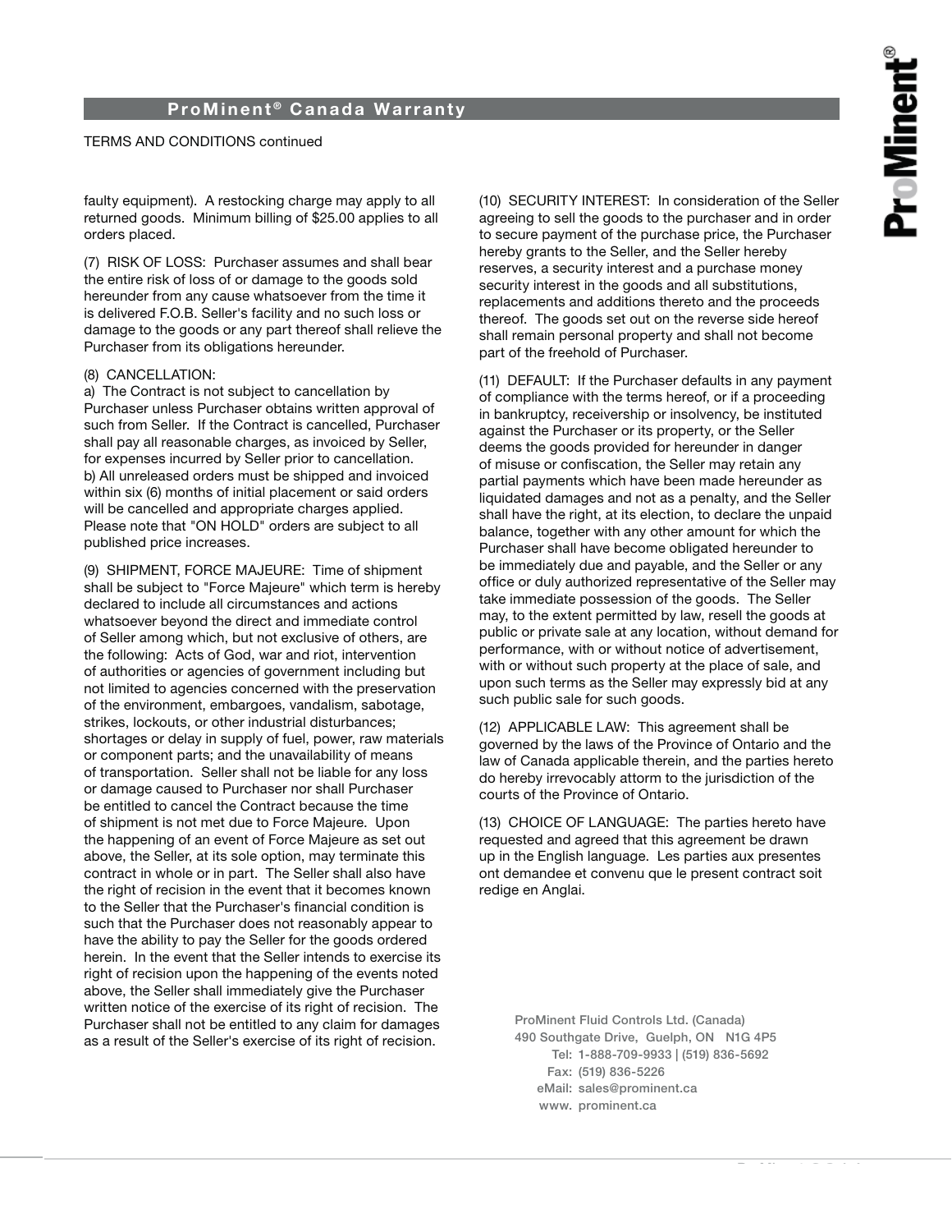## ProMinent® Canada Warranty

TERMS AND CONDITIONS continued

faulty equipment). A restocking charge may apply to all returned goods. Minimum billing of $25.00 applies to all orders placed.

(7) RISK OF LOSS: Purchaser assumes and shall bear the entire risk of loss of or damage to the goods sold hereunder from any cause whatsoever from the time it is delivered F.O.B. Seller's facility and no such loss or damage to the goods or any part thereof shall relieve the Purchaser from its obligations hereunder.

(8) CANCELLATION:
a) The Contract is not subject to cancellation by Purchaser unless Purchaser obtains written approval of such from Seller. If the Contract is cancelled, Purchaser shall pay all reasonable charges, as invoiced by Seller, for expenses incurred by Seller prior to cancellation.
b) All unreleased orders must be shipped and invoiced within six (6) months of initial placement or said orders will be cancelled and appropriate charges applied. Please note that "ON HOLD" orders are subject to all published price increases.

(9) SHIPMENT, FORCE MAJEURE: Time of shipment shall be subject to "Force Majeure" which term is hereby declared to include all circumstances and actions whatsoever beyond the direct and immediate control of Seller among which, but not exclusive of others, are the following: Acts of God, war and riot, intervention of authorities or agencies of government including but not limited to agencies concerned with the preservation of the environment, embargoes, vandalism, sabotage, strikes, lockouts, or other industrial disturbances; shortages or delay in supply of fuel, power, raw materials or component parts; and the unavailability of means of transportation. Seller shall not be liable for any loss or damage caused to Purchaser nor shall Purchaser be entitled to cancel the Contract because the time of shipment is not met due to Force Majeure. Upon the happening of an event of Force Majeure as set out above, the Seller, at its sole option, may terminate this contract in whole or in part. The Seller shall also have the right of recision in the event that it becomes known to the Seller that the Purchaser's financial condition is such that the Purchaser does not reasonably appear to have the ability to pay the Seller for the goods ordered herein. In the event that the Seller intends to exercise its right of recision upon the happening of the events noted above, the Seller shall immediately give the Purchaser written notice of the exercise of its right of recision. The Purchaser shall not be entitled to any claim for damages as a result of the Seller's exercise of its right of recision.

(10) SECURITY INTEREST: In consideration of the Seller agreeing to sell the goods to the purchaser and in order to secure payment of the purchase price, the Purchaser hereby grants to the Seller, and the Seller hereby reserves, a security interest and a purchase money security interest in the goods and all substitutions, replacements and additions thereto and the proceeds thereof. The goods set out on the reverse side hereof shall remain personal property and shall not become part of the freehold of Purchaser.

(11) DEFAULT: If the Purchaser defaults in any payment of compliance with the terms hereof, or if a proceeding in bankruptcy, receivership or insolvency, be instituted against the Purchaser or its property, or the Seller deems the goods provided for hereunder in danger of misuse or confiscation, the Seller may retain any partial payments which have been made hereunder as liquidated damages and not as a penalty, and the Seller shall have the right, at its election, to declare the unpaid balance, together with any other amount for which the Purchaser shall have become obligated hereunder to be immediately due and payable, and the Seller or any office or duly authorized representative of the Seller may take immediate possession of the goods. The Seller may, to the extent permitted by law, resell the goods at public or private sale at any location, without demand for performance, with or without notice of advertisement, with or without such property at the place of sale, and upon such terms as the Seller may expressly bid at any such public sale for such goods.

(12) APPLICABLE LAW: This agreement shall be governed by the laws of the Province of Ontario and the law of Canada applicable therein, and the parties hereto do hereby irrevocably attorn to the jurisdiction of the courts of the Province of Ontario.

(13) CHOICE OF LANGUAGE: The parties hereto have requested and agreed that this agreement be drawn up in the English language. Les parties aux presentes ont demandee et convenu que le present contract soit redige en Anglai.

ProMinent Fluid Controls Ltd. (Canada)
490 Southgate Drive, Guelph, ON N1G 4P5
Tel: 1-888-709-9933 | (519) 836-5692
Fax: (519) 836-5226
eMail: sales@prominent.ca
www. prominent.ca